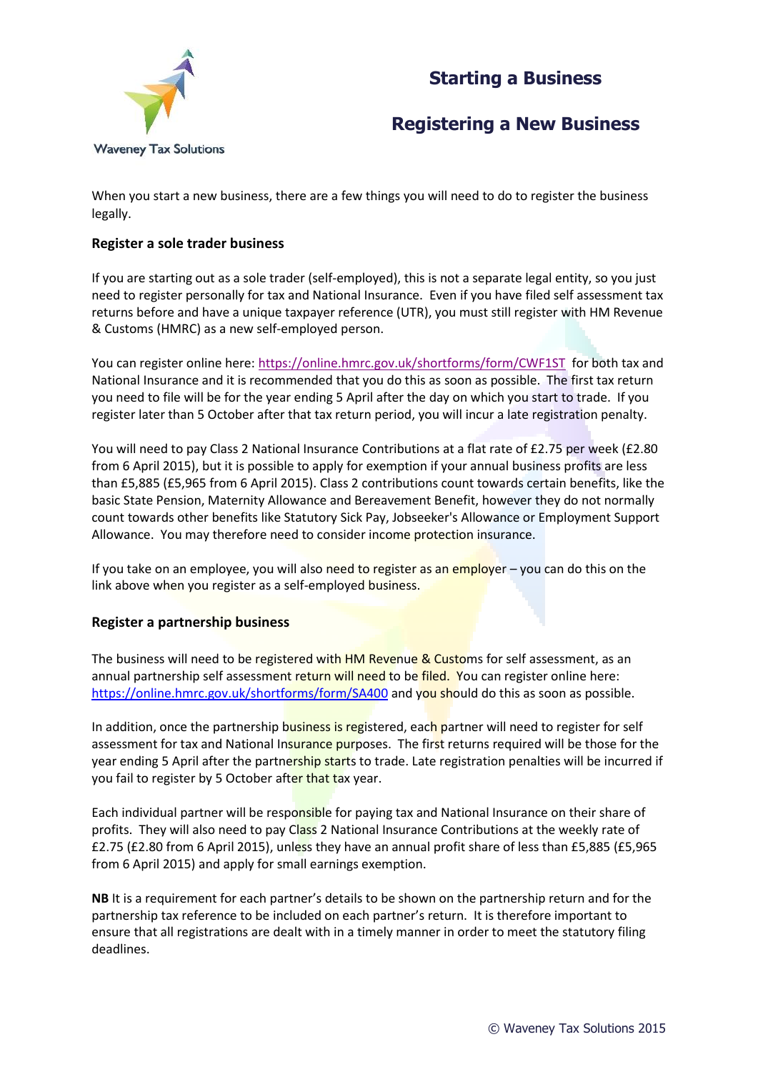Waveney Tax Solutions

# Starting a Business

## Registering a New Business

When you start a new business, there are a few things you will need to do to register the business legally.

### Register a sole trader business

If you are starting out as a sole trader (self-employed), this is not a separate legal entity, so you just need to register personally for tax and National Insurance. Even if you have filed self assessment tax returns before and have a unique taxpayer reference (UTR), you must still register with HM Revenue & Customs (HMRC) as a new self-employed person.

You can register online here: https://online.hmrc.gov.uk/shortforms/form/CWF1ST for both tax and National Insurance and it is recommended that you do this as soon as possible. The first tax return you need to file will be for the year ending 5 April after the day on which you start to trade. If you register later than 5 October after that tax return period, you will incur a late registration penalty.

You will need to pay Class 2 National Insurance Contributions at a flat rate of £2.75 per week (£2.80 from 6 April 2015), but it is possible to apply for exemption if your annual business profits are less than £5,885 (£5,965 from 6 April 2015). Class 2 contributions count towards certain benefits, like the basic State Pension, Maternity Allowance and Bereavement Benefit, however they do not normally count towards other benefits like Statutory Sick Pay, Jobseeker's Allowance or Employment Support Allowance. You may therefore need to consider income protection insurance.

If you take on an employee, you will also need to register as an employer – you can do this on the link above when you register as a self-employed business.

### Register a partnership business

The business will need to be registered with HM Revenue & Customs for self assessment, as an annual partnership self assessment return will need to be filed. You can register online here: https://online.hmrc.gov.uk/shortforms/form/SA400 and you should do this as soon as possible.

In addition, once the partnership business is registered, each partner will need to register for self assessment for tax and National Insurance purposes. The first returns required will be those for the year ending 5 April after the partnership starts to trade. Late registration penalties will be incurred if you fail to register by 5 October after that tax year.

Each individual partner will be responsible for paying tax and National Insurance on their share of profits. They will also need to pay Class 2 National Insurance Contributions at the weekly rate of £2.75 (£2.80 from 6 April 2015), unless they have an annual profit share of less than £5,885 (£5,965 from 6 April 2015) and apply for small earnings exemption.

**NB** It is a requirement for each partner's details to be shown on the partnership return and for the partnership tax reference to be included on each partner's return. It is therefore important to ensure that all registrations are dealt with in a timely manner in order to meet the statutory filing deadlines.

© Waveney Tax Solutions 2015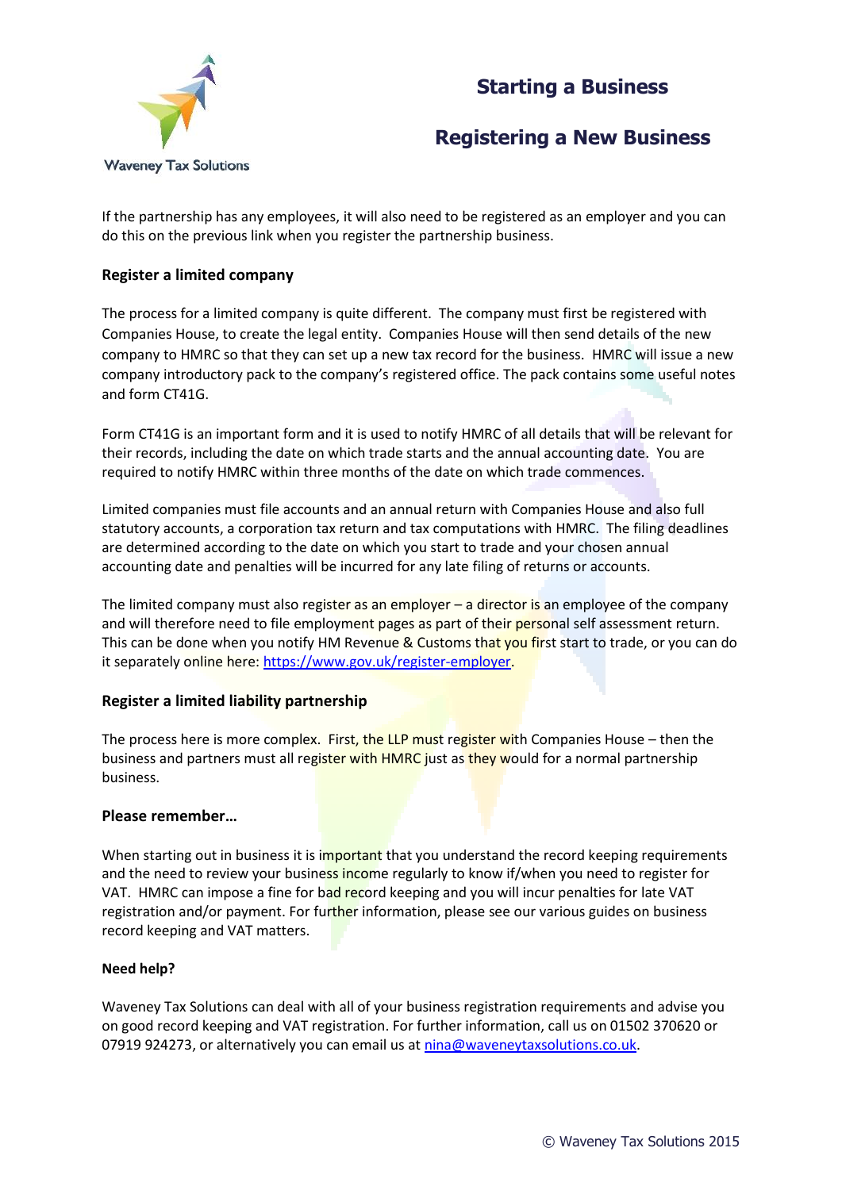If the partnership has any employees, it will also need to be registered as an employer and you can do this on the previous link when you register the partnership business.

**Register a limited company**

The process for a limited company is quite different. The company must first be registered with Companies House, to create the legal entity. Companies House will then send details of the new company to HMRC so that they can set up a new tax record for the business. HMRC will issue a new company introductory pack to the company's registered office. The pack contains some useful notes and form CT41G.

Form CT41G is an important form and it is used to notify HMRC of all details that will be relevant for their records, including the date on which trade starts and the annual accounting date. You are required to notify HMRC within three months of the date on which trade commences.

Limited companies must file accounts and an annual return with Companies House and also full statutory accounts, a corporation tax return and tax computations with HMRC. The filing deadlines are determined according to the date on which you start to trade and your chosen annual accounting date and penalties will be incurred for any late filing of returns or accounts.

The limited company must also register as an employer – a director is an employee of the company and will therefore need to file employment pages as part of their personal self assessment return. This can be done when you notify HM Revenue & Customs that you first start to trade, or you can do it separately online here: [https://www.gov.uk/register-employer](https://www.gov.uk/register-employer).

**Register a limited liability partnership**

The process here is more complex. First, the LLP must register with Companies House – then the business and partners must all register with HMRC just as they would for a normal partnership business.

**Please remember…**

When starting out in business it is important that you understand the record keeping requirements and the need to review your business income regularly to know if/when you need to register for VAT. HMRC can impose a fine for bad record keeping and you will incur penalties for late VAT registration and/or payment. For further information, please see our various guides on business record keeping and VAT matters.

**Need help?**

Waveney Tax Solutions can deal with all of your business registration requirements and advise you on good record keeping and VAT registration. For further information, call us on 01502 370620 or 07919 924273, or alternatively you can email us at [nina@waveneytaxsolutions.co.uk](mailto:nina@waveneytaxsolutions.co.uk).

© Waveney Tax Solutions 2015